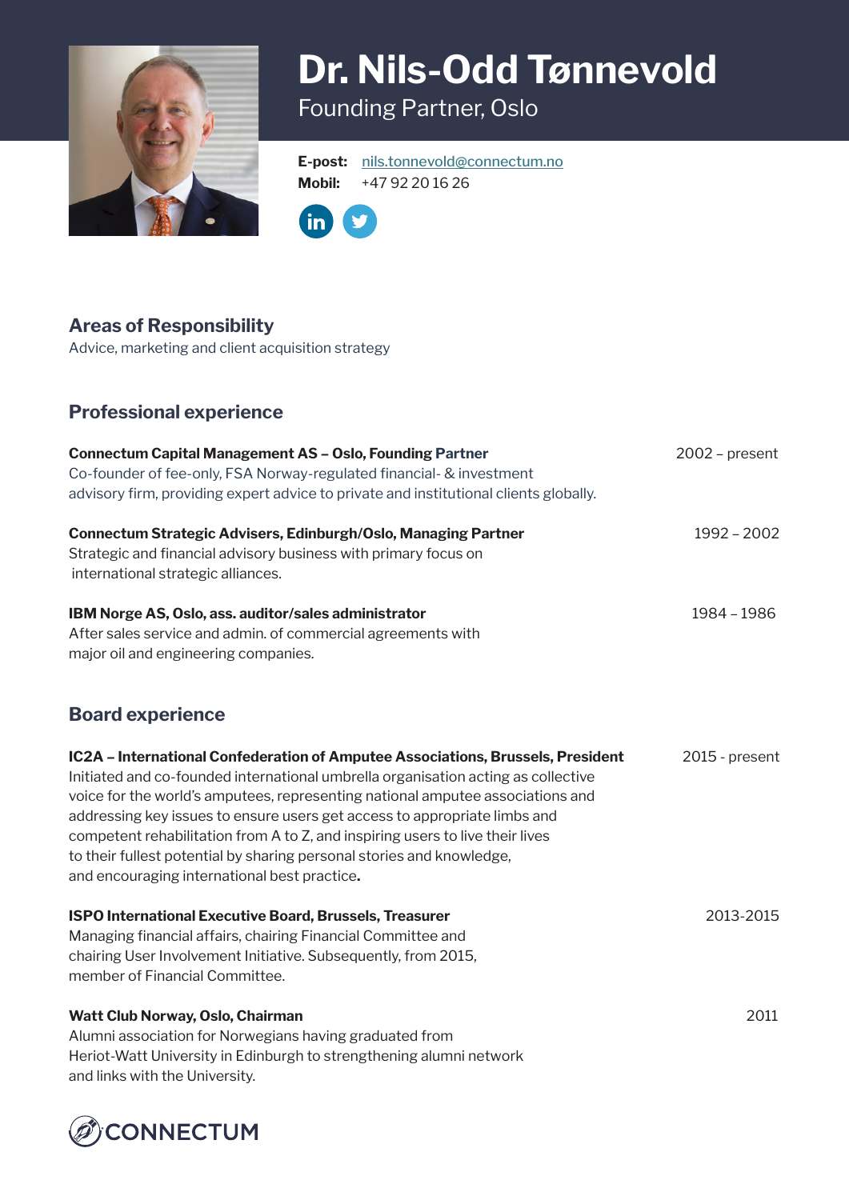# Dr. Nils-Odd Tønnevold

Founding Partner, Oslo

**E-post:** nils.tonnevold@connectum.no
**Mobil:** +47 92 20 16 26

## Areas of Responsibility

Advice, marketing and client acquisition strategy

## Professional experience

**Connectum Capital Management AS – Oslo, Founding Partner** — 2002 – present
Co-founder of fee-only, FSA Norway-regulated financial- & investment advisory firm, providing expert advice to private and institutional clients globally.

**Connectum Strategic Advisers, Edinburgh/Oslo, Managing Partner** — 1992 – 2002
Strategic and financial advisory business with primary focus on international strategic alliances.

**IBM Norge AS, Oslo, ass. auditor/sales administrator** — 1984 – 1986
After sales service and admin. of commercial agreements with major oil and engineering companies.

## Board experience

**IC2A – International Confederation of Amputee Associations, Brussels, President** — 2015 - present
Initiated and co-founded international umbrella organisation acting as collective voice for the world's amputees, representing national amputee associations and addressing key issues to ensure users get access to appropriate limbs and competent rehabilitation from A to Z, and inspiring users to live their lives to their fullest potential by sharing personal stories and knowledge, and encouraging international best practice**.**

**ISPO International Executive Board, Brussels, Treasurer** — 2013-2015
Managing financial affairs, chairing Financial Committee and chairing User Involvement Initiative. Subsequently, from 2015, member of Financial Committee.

**Watt Club Norway, Oslo, Chairman** — 2011
Alumni association for Norwegians having graduated from Heriot-Watt University in Edinburgh to strengthening alumni network and links with the University.

CONNECTUM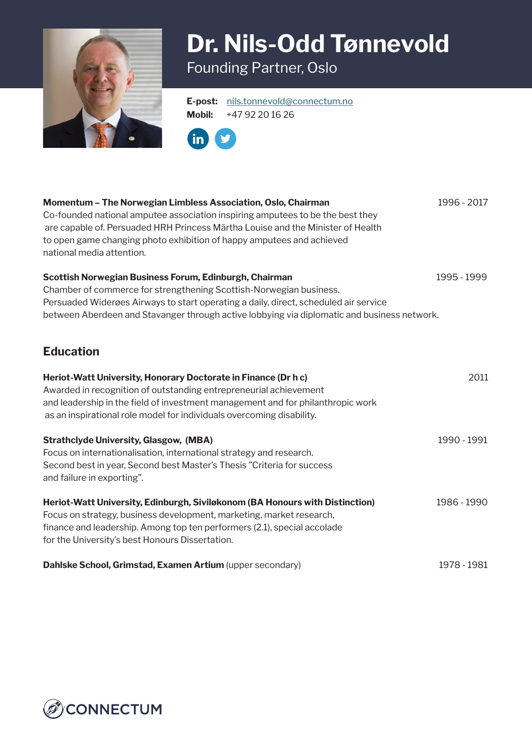# Dr. Nils-Odd Tønnevold

Founding Partner, Oslo

**E-post:** nils.tonnevold@connectum.no
**Mobil:** +47 92 20 16 26

**Momentum – The Norwegian Limbless Association, Oslo, Chairman** 1996 - 2017
Co-founded national amputee association inspiring amputees to be the best they are capable of. Persuaded HRH Princess Märtha Louise and the Minister of Health to open game changing photo exhibition of happy amputees and achieved national media attention.

**Scottish Norwegian Business Forum, Edinburgh, Chairman** 1995 - 1999
Chamber of commerce for strengthening Scottish-Norwegian business. Persuaded Widerøes Airways to start operating a daily, direct, scheduled air service between Aberdeen and Stavanger through active lobbying via diplomatic and business network.

## Education

**Heriot-Watt University, Honorary Doctorate in Finance (Dr h c)** 2011
Awarded in recognition of outstanding entrepreneurial achievement and leadership in the field of investment management and for philanthropic work as an inspirational role model for individuals overcoming disability.

**Strathclyde University, Glasgow, (MBA)** 1990 - 1991
Focus on internationalisation, international strategy and research. Second best in year, Second best Master's Thesis "Criteria for success and failure in exporting".

**Heriot-Watt University, Edinburgh, Siviløkonom (BA Honours with Distinction)** 1986 - 1990
Focus on strategy, business development, marketing, market research, finance and leadership. Among top ten performers (2.1), special accolade for the University's best Honours Dissertation.

**Dahlske School, Grimstad, Examen Artium** (upper secondary) 1978 - 1981

CONNECTUM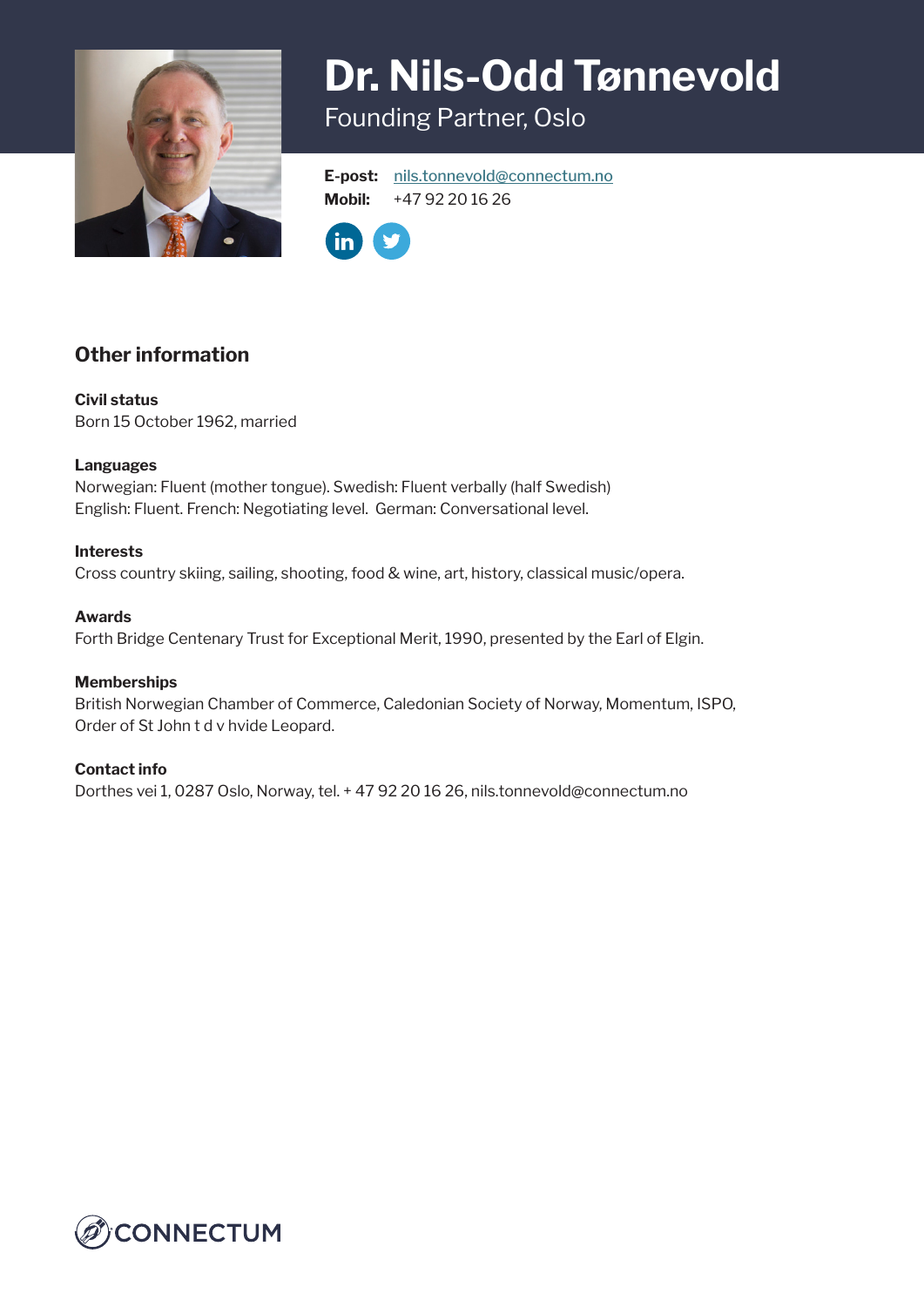# Dr. Nils-Odd Tønnevold

Founding Partner, Oslo

**E-post:** nils.tonnevold@connectum.no
**Mobil:** +47 92 20 16 26

## Other information

**Civil status**
Born 15 October 1962, married

**Languages**
Norwegian: Fluent (mother tongue). Swedish: Fluent verbally (half Swedish)
English: Fluent. French: Negotiating level. German: Conversational level.

**Interests**
Cross country skiing, sailing, shooting, food & wine, art, history, classical music/opera.

**Awards**
Forth Bridge Centenary Trust for Exceptional Merit, 1990, presented by the Earl of Elgin.

**Memberships**
British Norwegian Chamber of Commerce, Caledonian Society of Norway, Momentum, ISPO, Order of St John t d v hvide Leopard.

**Contact info**
Dorthes vei 1, 0287 Oslo, Norway, tel. + 47 92 20 16 26, nils.tonnevold@connectum.no

CONNECTUM